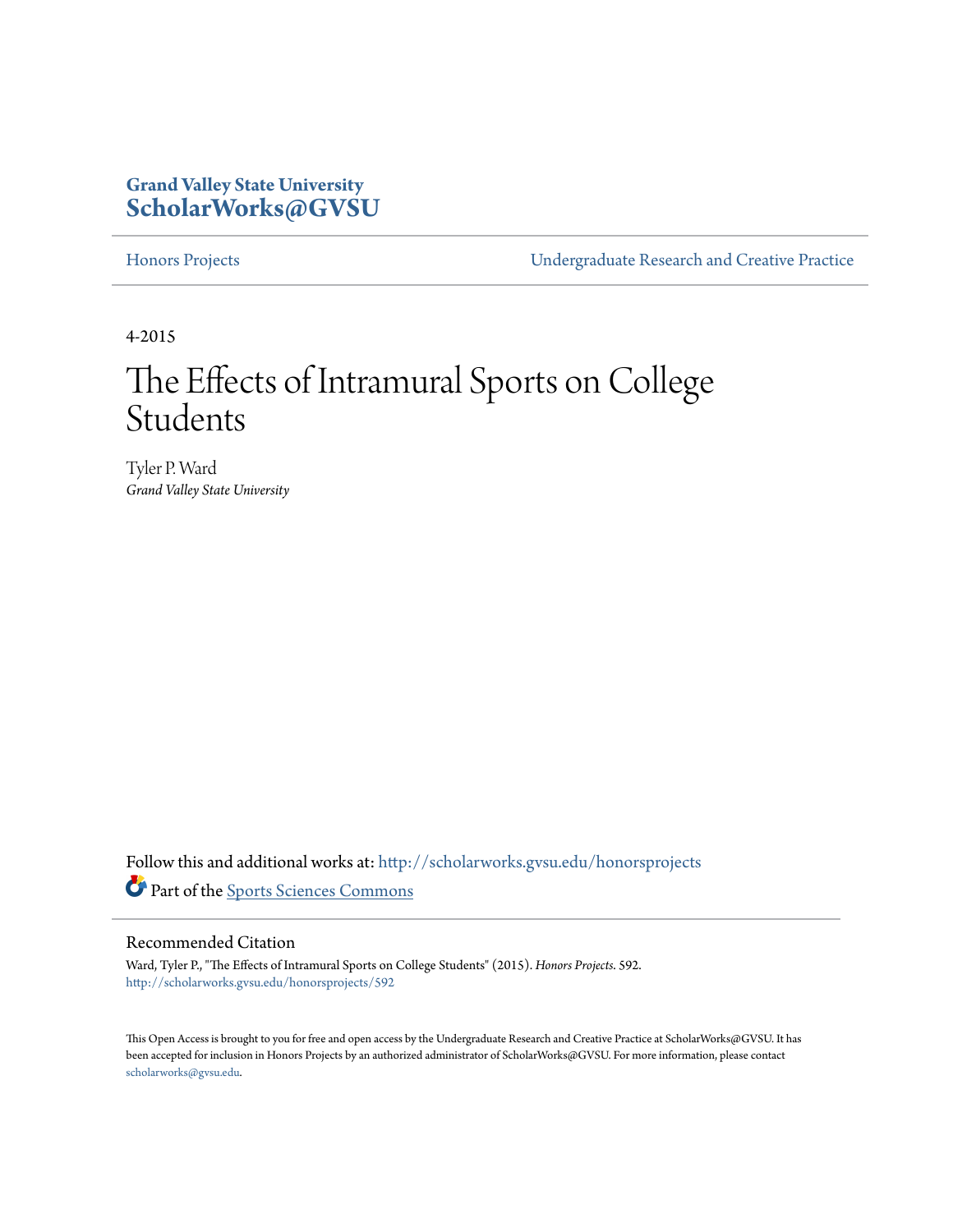**Grand Valley State University**
**ScholarWorks@GVSU**

Honors Projects | Undergraduate Research and Creative Practice

4-2015

# The Effects of Intramural Sports on College Students

Tyler P. Ward
*Grand Valley State University*

Follow this and additional works at: http://scholarworks.gvsu.edu/honorsprojects

Part of the Sports Sciences Commons

## Recommended Citation

Ward, Tyler P., "The Effects of Intramural Sports on College Students" (2015). *Honors Projects*. 592.
http://scholarworks.gvsu.edu/honorsprojects/592

This Open Access is brought to you for free and open access by the Undergraduate Research and Creative Practice at ScholarWorks@GVSU. It has been accepted for inclusion in Honors Projects by an authorized administrator of ScholarWorks@GVSU. For more information, please contact scholarworks@gvsu.edu.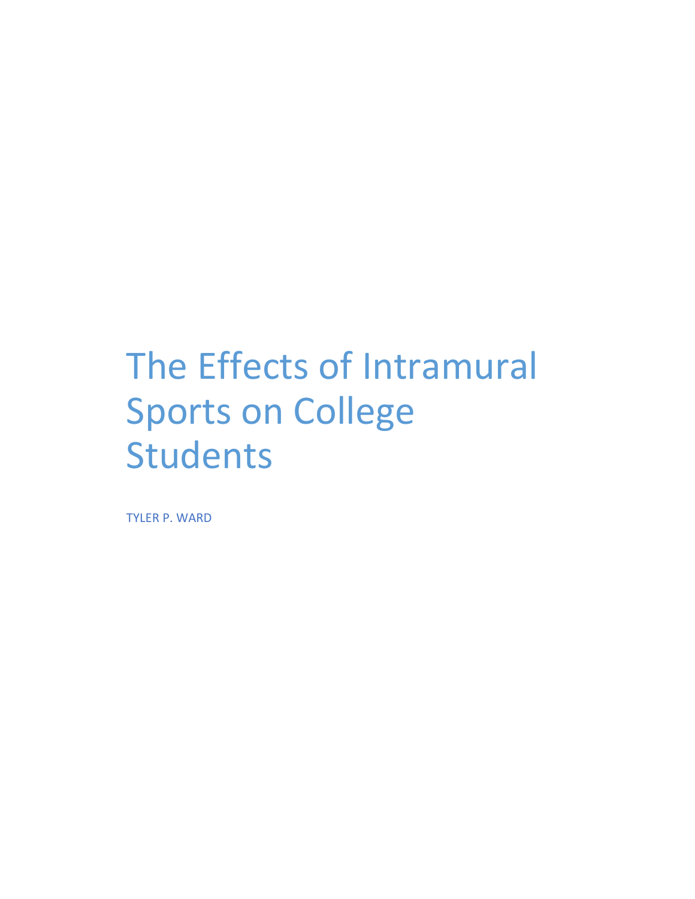# The Effects of Intramural Sports on College Students

TYLER P. WARD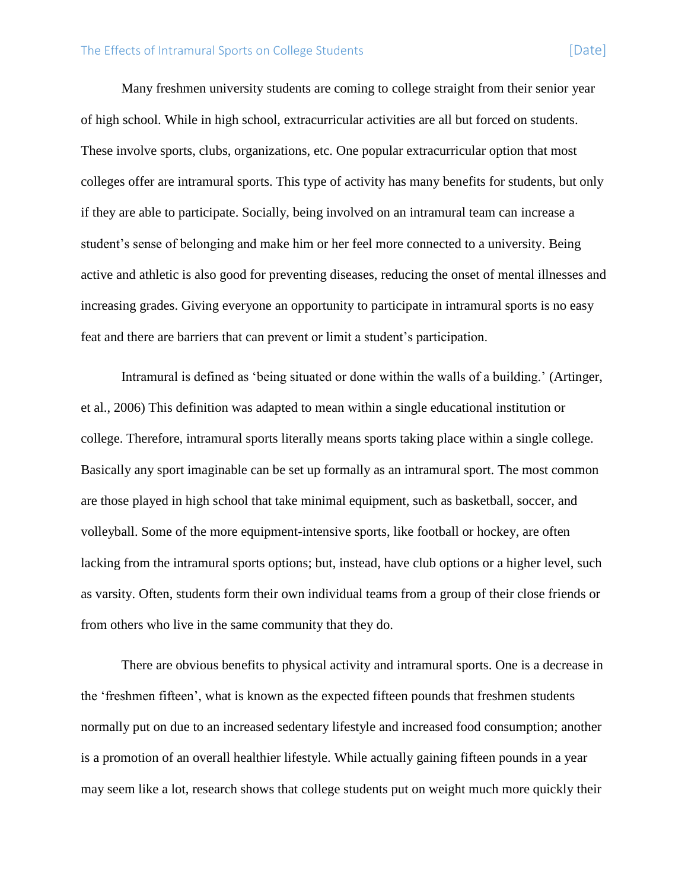Many freshmen university students are coming to college straight from their senior year of high school. While in high school, extracurricular activities are all but forced on students. These involve sports, clubs, organizations, etc. One popular extracurricular option that most colleges offer are intramural sports. This type of activity has many benefits for students, but only if they are able to participate. Socially, being involved on an intramural team can increase a student's sense of belonging and make him or her feel more connected to a university. Being active and athletic is also good for preventing diseases, reducing the onset of mental illnesses and increasing grades. Giving everyone an opportunity to participate in intramural sports is no easy feat and there are barriers that can prevent or limit a student's participation.

Intramural is defined as 'being situated or done within the walls of a building.' (Artinger, et al., 2006) This definition was adapted to mean within a single educational institution or college. Therefore, intramural sports literally means sports taking place within a single college. Basically any sport imaginable can be set up formally as an intramural sport. The most common are those played in high school that take minimal equipment, such as basketball, soccer, and volleyball. Some of the more equipment-intensive sports, like football or hockey, are often lacking from the intramural sports options; but, instead, have club options or a higher level, such as varsity. Often, students form their own individual teams from a group of their close friends or from others who live in the same community that they do.

There are obvious benefits to physical activity and intramural sports. One is a decrease in the 'freshmen fifteen', what is known as the expected fifteen pounds that freshmen students normally put on due to an increased sedentary lifestyle and increased food consumption; another is a promotion of an overall healthier lifestyle. While actually gaining fifteen pounds in a year may seem like a lot, research shows that college students put on weight much more quickly their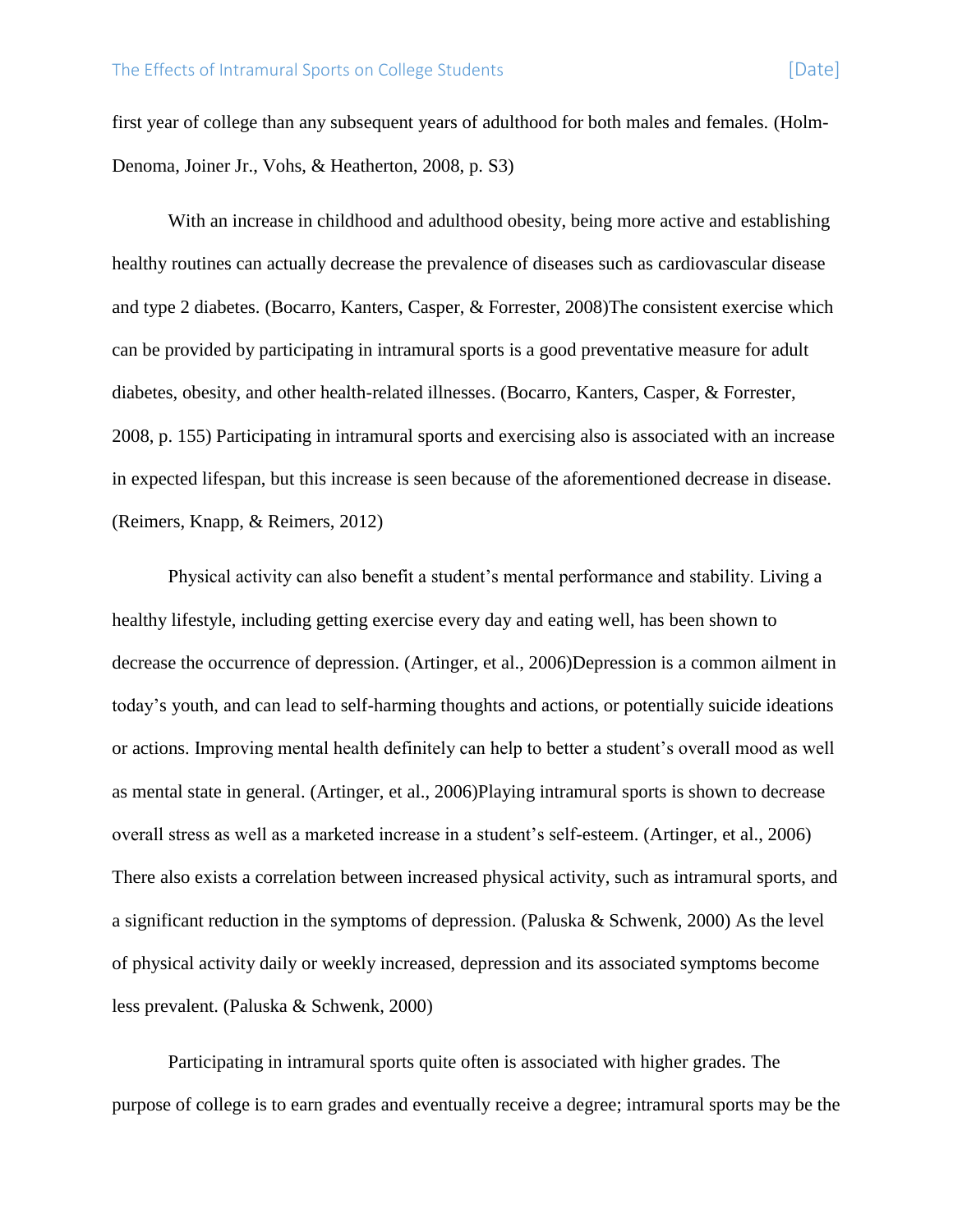first year of college than any subsequent years of adulthood for both males and females. (Holm-Denoma, Joiner Jr., Vohs, & Heatherton, 2008, p. S3)

With an increase in childhood and adulthood obesity, being more active and establishing healthy routines can actually decrease the prevalence of diseases such as cardiovascular disease and type 2 diabetes. (Bocarro, Kanters, Casper, & Forrester, 2008)The consistent exercise which can be provided by participating in intramural sports is a good preventative measure for adult diabetes, obesity, and other health-related illnesses. (Bocarro, Kanters, Casper, & Forrester, 2008, p. 155) Participating in intramural sports and exercising also is associated with an increase in expected lifespan, but this increase is seen because of the aforementioned decrease in disease. (Reimers, Knapp, & Reimers, 2012)

Physical activity can also benefit a student's mental performance and stability. Living a healthy lifestyle, including getting exercise every day and eating well, has been shown to decrease the occurrence of depression. (Artinger, et al., 2006)Depression is a common ailment in today's youth, and can lead to self-harming thoughts and actions, or potentially suicide ideations or actions. Improving mental health definitely can help to better a student's overall mood as well as mental state in general. (Artinger, et al., 2006)Playing intramural sports is shown to decrease overall stress as well as a marketed increase in a student's self-esteem. (Artinger, et al., 2006) There also exists a correlation between increased physical activity, such as intramural sports, and a significant reduction in the symptoms of depression. (Paluska & Schwenk, 2000) As the level of physical activity daily or weekly increased, depression and its associated symptoms become less prevalent. (Paluska & Schwenk, 2000)

Participating in intramural sports quite often is associated with higher grades. The purpose of college is to earn grades and eventually receive a degree; intramural sports may be the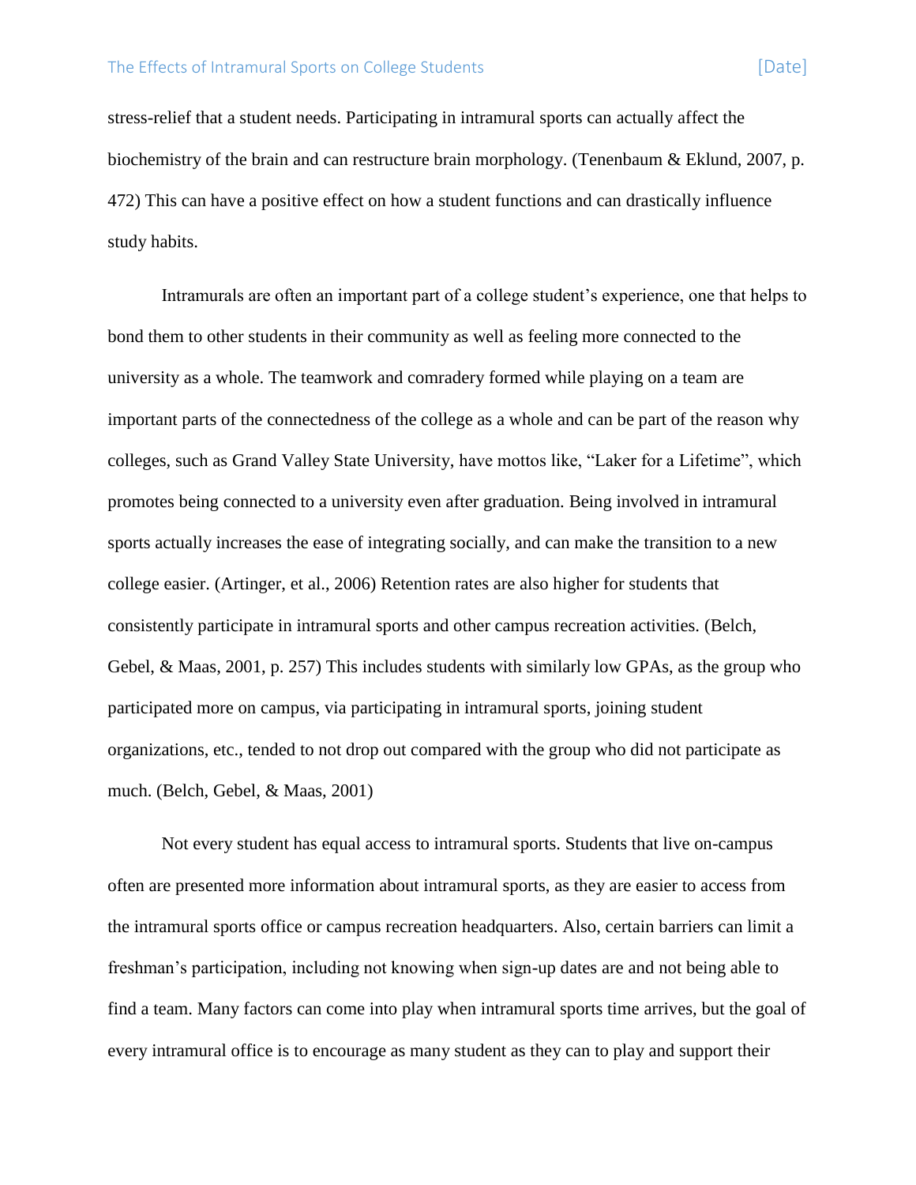stress-relief that a student needs. Participating in intramural sports can actually affect the biochemistry of the brain and can restructure brain morphology. (Tenenbaum & Eklund, 2007, p. 472) This can have a positive effect on how a student functions and can drastically influence study habits.

Intramurals are often an important part of a college student's experience, one that helps to bond them to other students in their community as well as feeling more connected to the university as a whole. The teamwork and comradery formed while playing on a team are important parts of the connectedness of the college as a whole and can be part of the reason why colleges, such as Grand Valley State University, have mottos like, "Laker for a Lifetime", which promotes being connected to a university even after graduation. Being involved in intramural sports actually increases the ease of integrating socially, and can make the transition to a new college easier. (Artinger, et al., 2006) Retention rates are also higher for students that consistently participate in intramural sports and other campus recreation activities. (Belch, Gebel, & Maas, 2001, p. 257) This includes students with similarly low GPAs, as the group who participated more on campus, via participating in intramural sports, joining student organizations, etc., tended to not drop out compared with the group who did not participate as much. (Belch, Gebel, & Maas, 2001)

Not every student has equal access to intramural sports. Students that live on-campus often are presented more information about intramural sports, as they are easier to access from the intramural sports office or campus recreation headquarters. Also, certain barriers can limit a freshman's participation, including not knowing when sign-up dates are and not being able to find a team. Many factors can come into play when intramural sports time arrives, but the goal of every intramural office is to encourage as many student as they can to play and support their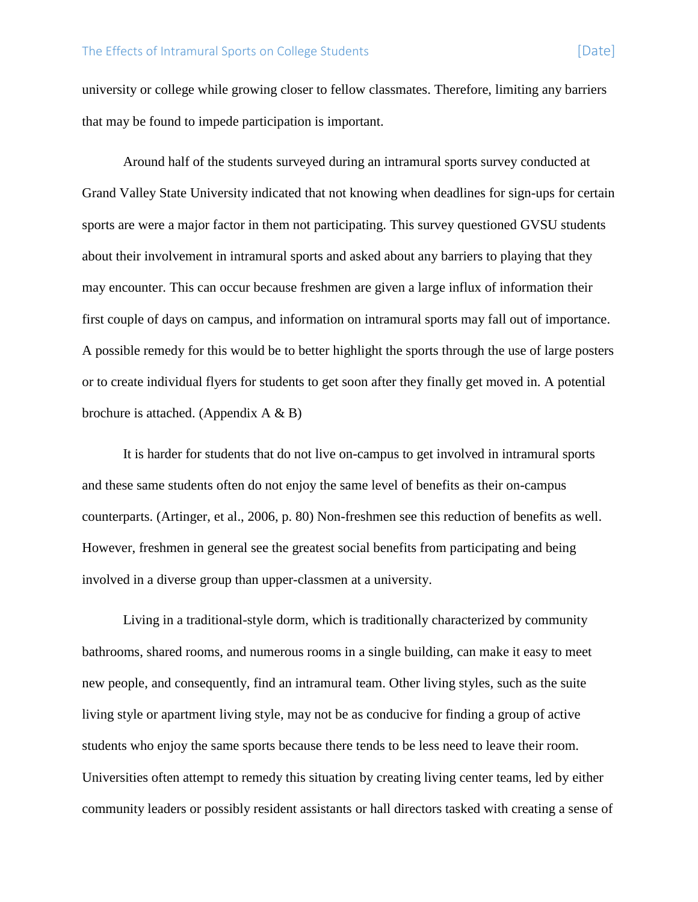university or college while growing closer to fellow classmates. Therefore, limiting any barriers that may be found to impede participation is important.

Around half of the students surveyed during an intramural sports survey conducted at Grand Valley State University indicated that not knowing when deadlines for sign-ups for certain sports are were a major factor in them not participating. This survey questioned GVSU students about their involvement in intramural sports and asked about any barriers to playing that they may encounter. This can occur because freshmen are given a large influx of information their first couple of days on campus, and information on intramural sports may fall out of importance. A possible remedy for this would be to better highlight the sports through the use of large posters or to create individual flyers for students to get soon after they finally get moved in. A potential brochure is attached. (Appendix A & B)

It is harder for students that do not live on-campus to get involved in intramural sports and these same students often do not enjoy the same level of benefits as their on-campus counterparts. (Artinger, et al., 2006, p. 80) Non-freshmen see this reduction of benefits as well. However, freshmen in general see the greatest social benefits from participating and being involved in a diverse group than upper-classmen at a university.

Living in a traditional-style dorm, which is traditionally characterized by community bathrooms, shared rooms, and numerous rooms in a single building, can make it easy to meet new people, and consequently, find an intramural team. Other living styles, such as the suite living style or apartment living style, may not be as conducive for finding a group of active students who enjoy the same sports because there tends to be less need to leave their room. Universities often attempt to remedy this situation by creating living center teams, led by either community leaders or possibly resident assistants or hall directors tasked with creating a sense of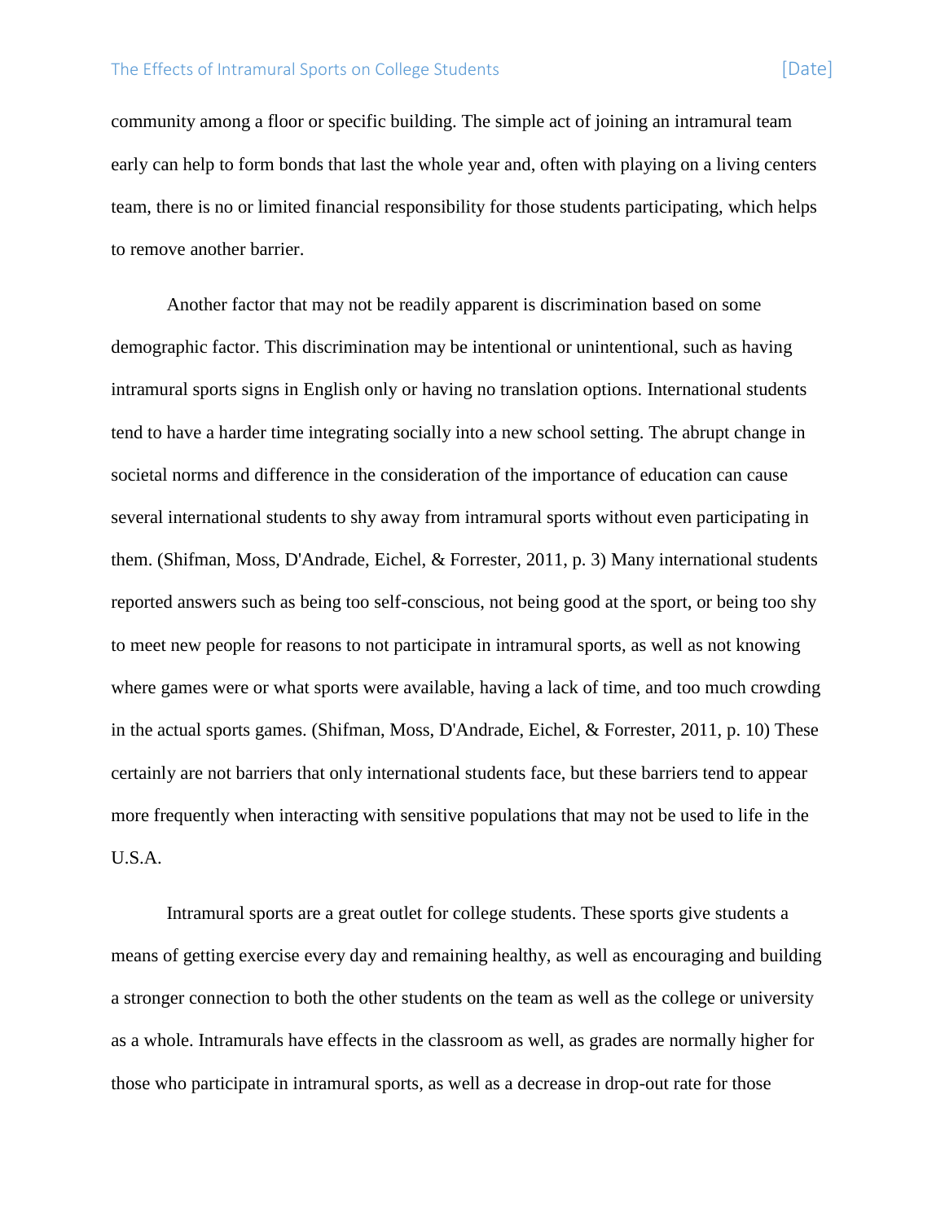community among a floor or specific building. The simple act of joining an intramural team early can help to form bonds that last the whole year and, often with playing on a living centers team, there is no or limited financial responsibility for those students participating, which helps to remove another barrier.

Another factor that may not be readily apparent is discrimination based on some demographic factor. This discrimination may be intentional or unintentional, such as having intramural sports signs in English only or having no translation options. International students tend to have a harder time integrating socially into a new school setting. The abrupt change in societal norms and difference in the consideration of the importance of education can cause several international students to shy away from intramural sports without even participating in them. (Shifman, Moss, D'Andrade, Eichel, & Forrester, 2011, p. 3) Many international students reported answers such as being too self-conscious, not being good at the sport, or being too shy to meet new people for reasons to not participate in intramural sports, as well as not knowing where games were or what sports were available, having a lack of time, and too much crowding in the actual sports games. (Shifman, Moss, D'Andrade, Eichel, & Forrester, 2011, p. 10) These certainly are not barriers that only international students face, but these barriers tend to appear more frequently when interacting with sensitive populations that may not be used to life in the U.S.A.

Intramural sports are a great outlet for college students. These sports give students a means of getting exercise every day and remaining healthy, as well as encouraging and building a stronger connection to both the other students on the team as well as the college or university as a whole. Intramurals have effects in the classroom as well, as grades are normally higher for those who participate in intramural sports, as well as a decrease in drop-out rate for those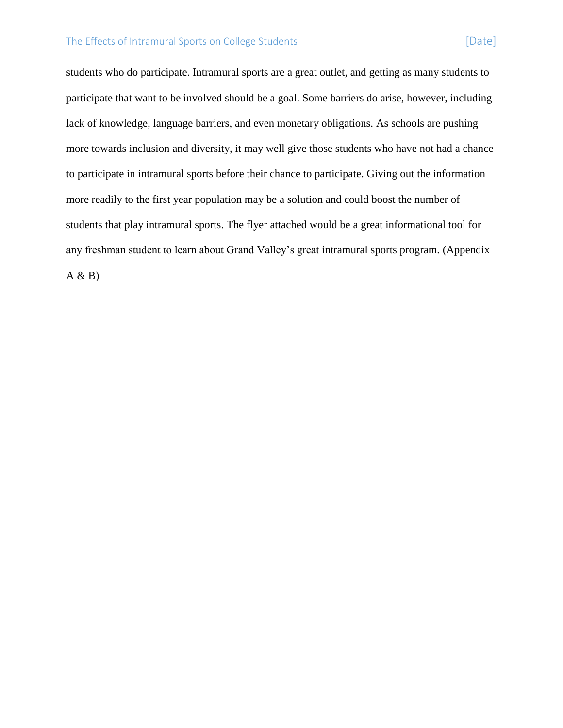students who do participate. Intramural sports are a great outlet, and getting as many students to participate that want to be involved should be a goal. Some barriers do arise, however, including lack of knowledge, language barriers, and even monetary obligations. As schools are pushing more towards inclusion and diversity, it may well give those students who have not had a chance to participate in intramural sports before their chance to participate. Giving out the information more readily to the first year population may be a solution and could boost the number of students that play intramural sports. The flyer attached would be a great informational tool for any freshman student to learn about Grand Valley's great intramural sports program. (Appendix A & B)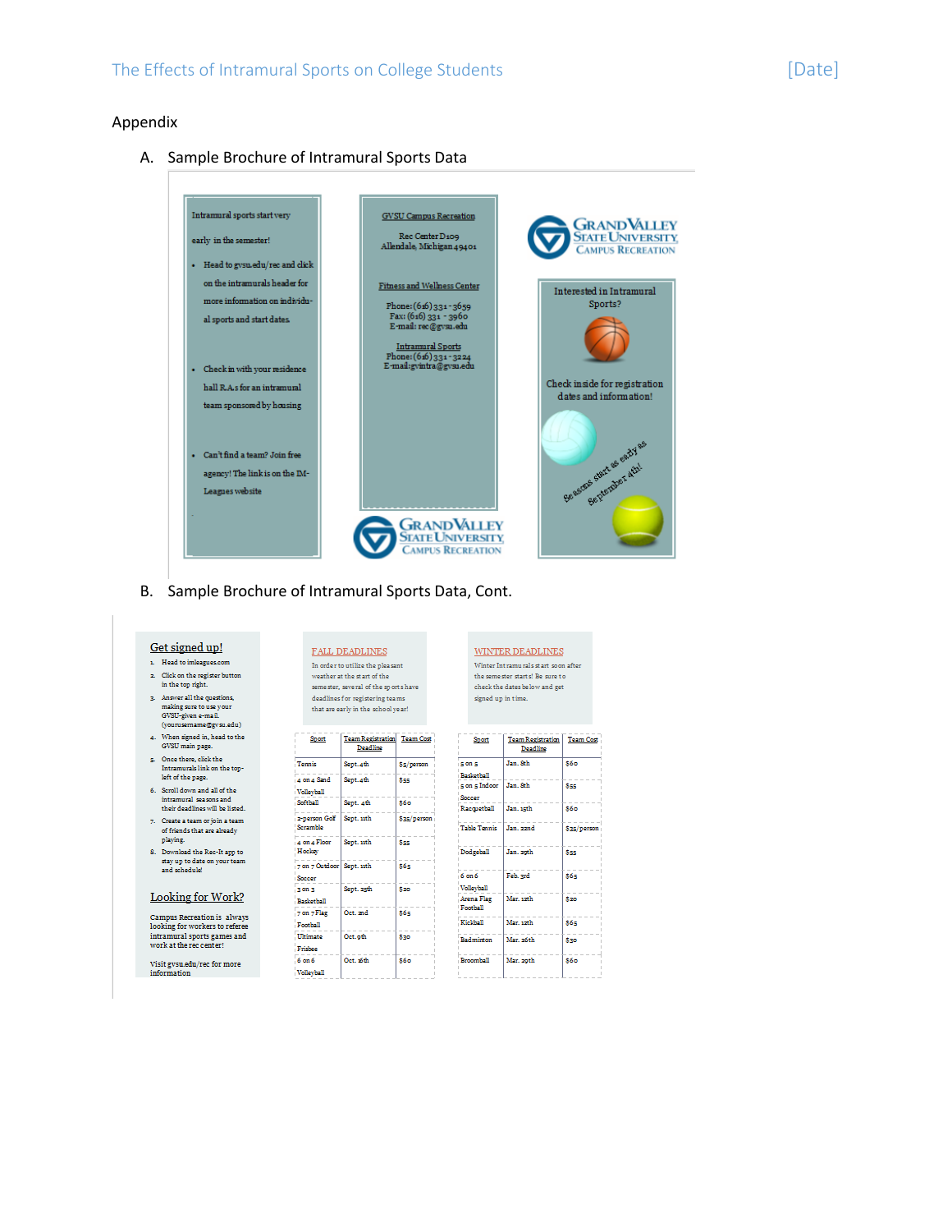Appendix

A. Sample Brochure of Intramural Sports Data

Intramural sports start very early in the semester!

- Head to gvsu.edu/rec and click on the intramurals header for more information on individual sports and start dates.
- Check in with your residence hall R.A.s for an intramural team sponsored by housing
- Can't find a team? Join free agency! The link is on the IM-Leagues website

GVSU Campus Recreation

Rec Center D109
Allendale, Michigan 49401

Fitness and Wellness Center

Phone: (616) 331 - 3659
Fax: (616) 331 - 3960
E-mail: rec@gvsu.edu

Intramural Sports

Phone: (616) 331 - 3224
E-mail: gvintra@gvsu.edu

GRAND VALLEY STATE UNIVERSITY CAMPUS RECREATION

Interested in Intramural Sports?

Check inside for registration dates and information!

Seasons start as early as September 4th!

B. Sample Brochure of Intramural Sports Data, Cont.

Get signed up!

1. Head to imleagues.com
2. Click on the register button in the top right.
3. Answer all the questions, making sure to use your GVSU-given e-mail. (yourusername@gvsu.edu)
4. When signed in, head to the GVSU main page.
5. Once there, click the Intramurals link on the top-left of the page.
6. Scroll down and all of the intramural seasons and their deadlines will be listed.
7. Create a team or join a team of friends that are already playing.
8. Download the Rec-It app to stay up to date on your team and schedule!

Looking for Work?

Campus Recreation is always looking for workers to referee intramural sports games and work at the rec center!

Visit gvsu.edu/rec for more information

FALL DEADLINES

In order to utilize the pleasant weather at the start of the semester, several of the sports have deadlines for registering teams that are early in the school year!

| Sport | Team Registration Deadline | Team Cost |
|---|---|---|
| Tennis | Sept. 4th | $5/person |
| 4 on 4 Sand Volleyball | Sept. 4th | $55 |
| Softball | Sept. 4th | $60 |
| 2-person Golf Scramble | Sept. 11th | $25/person |
| 4 on 4 Floor Hockey | Sept. 11th | $55 |
| 7 on 7 Outdoor Soccer | Sept. 11th | $65 |
| 3 on 3 Basketball | Sept. 25th | $20 |
| 7 on 7 Flag Football | Oct. 2nd | $65 |
| Ultimate Frisbee | Oct. 9th | $30 |
| 6 on 6 Volleyball | Oct. 16th | $60 |

WINTER DEADLINES

Winter Intramurals start soon after the semester starts! Be sure to check the dates below and get signed up in time.

| Sport | Team Registration Deadline | Team Cost |
|---|---|---|
| 5 on 5 Basketball | Jan. 8th | $60 |
| 5 on 5 Indoor Soccer | Jan. 8th | $55 |
| Racquetball | Jan. 15th | $60 |
| Table Tennis | Jan. 22nd | $25/person |
| Dodgeball | Jan. 29th | $55 |
| 6 on 6 Volleyball | Feb. 3rd | $65 |
| Arena Flag Football | Mar. 12th | $20 |
| Kickball | Mar. 12th | $65 |
| Badminton | Mar. 26th | $30 |
| Broomball | Mar. 29th | $60 |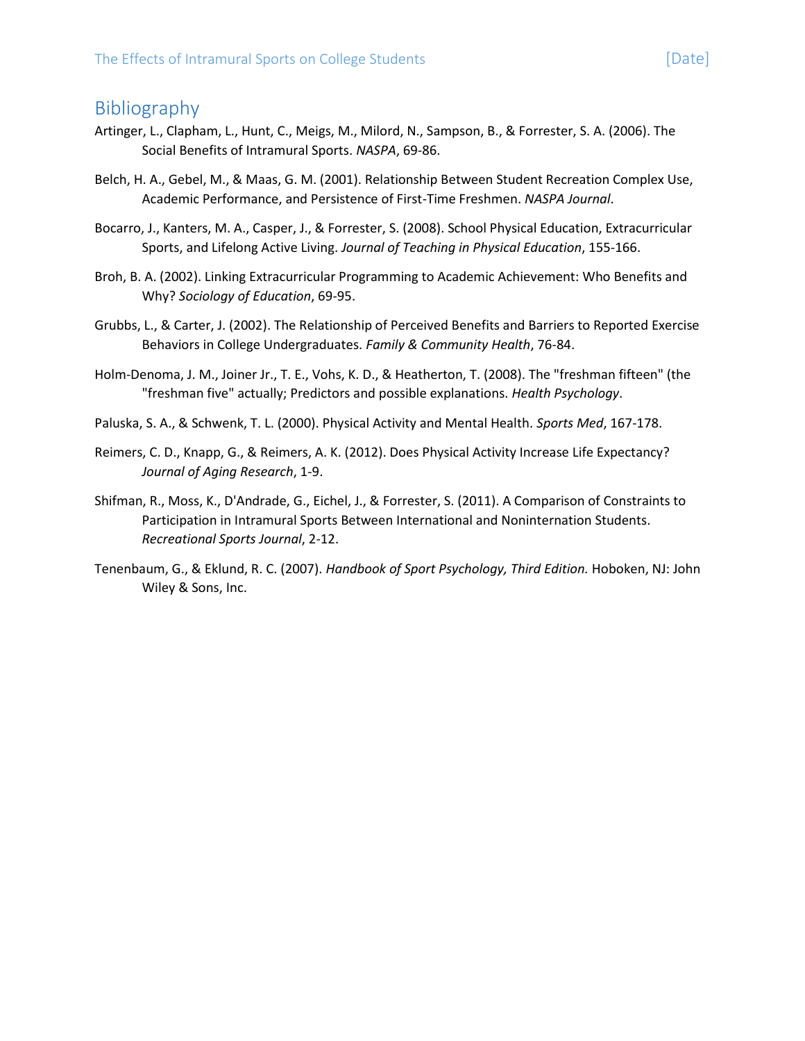## Bibliography

Artinger, L., Clapham, L., Hunt, C., Meigs, M., Milord, N., Sampson, B., & Forrester, S. A. (2006). The Social Benefits of Intramural Sports. *NASPA*, 69-86.

Belch, H. A., Gebel, M., & Maas, G. M. (2001). Relationship Between Student Recreation Complex Use, Academic Performance, and Persistence of First-Time Freshmen. *NASPA Journal*.

Bocarro, J., Kanters, M. A., Casper, J., & Forrester, S. (2008). School Physical Education, Extracurricular Sports, and Lifelong Active Living. *Journal of Teaching in Physical Education*, 155-166.

Broh, B. A. (2002). Linking Extracurricular Programming to Academic Achievement: Who Benefits and Why? *Sociology of Education*, 69-95.

Grubbs, L., & Carter, J. (2002). The Relationship of Perceived Benefits and Barriers to Reported Exercise Behaviors in College Undergraduates. *Family & Community Health*, 76-84.

Holm-Denoma, J. M., Joiner Jr., T. E., Vohs, K. D., & Heatherton, T. (2008). The "freshman fifteen" (the "freshman five" actually; Predictors and possible explanations. *Health Psychology*.

Paluska, S. A., & Schwenk, T. L. (2000). Physical Activity and Mental Health. *Sports Med*, 167-178.

Reimers, C. D., Knapp, G., & Reimers, A. K. (2012). Does Physical Activity Increase Life Expectancy? *Journal of Aging Research*, 1-9.

Shifman, R., Moss, K., D'Andrade, G., Eichel, J., & Forrester, S. (2011). A Comparison of Constraints to Participation in Intramural Sports Between International and Noninternation Students. *Recreational Sports Journal*, 2-12.

Tenenbaum, G., & Eklund, R. C. (2007). *Handbook of Sport Psychology, Third Edition.* Hoboken, NJ: John Wiley & Sons, Inc.